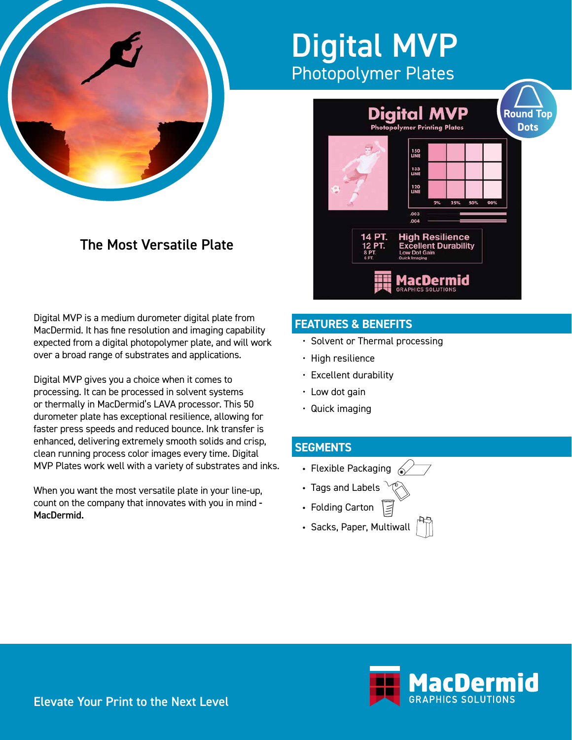# Digital MVP

## Photopolymer Plates

### The Most Versatile Plate

Digital MVP is a medium durometer digital plate from MacDermid. It has fine resolution and imaging capability expected from a digital photopolymer plate, and will work over a broad range of substrates and applications.

Digital MVP gives you a choice when it comes to processing. It can be processed in solvent systems or thermally in MacDermid's LAVA processor. This 50 durometer plate has exceptional resilience, allowing for faster press speeds and reduced bounce. Ink transfer is enhanced, delivering extremely smooth solids and crisp, clean running process color images every time. Digital MVP Plates work well with a variety of substrates and inks.

When you want the most versatile plate in your line-up, count on the company that innovates with you in mind - **MacDermid.**

## FEATURES & BENEFITS

- Solvent or Thermal processing
- High resilience
- Excellent durability
- Low dot gain
- Quick imaging

## SEGMENTS

- Flexible Packaging
- Tags and Labels
- Folding Carton
- Sacks, Paper, Multiwall

Elevate Your Print to the Next Level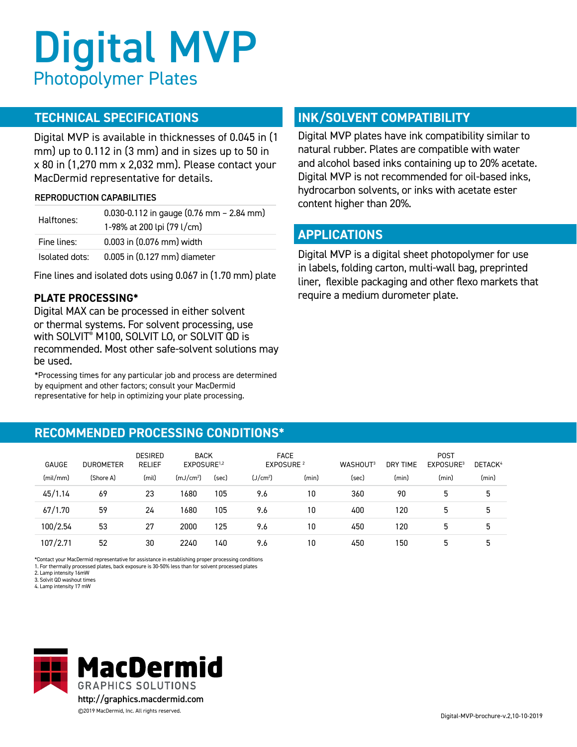# Digital MVP

## Photopolymer Plates

## TECHNICAL SPECIFICATIONS

Digital MVP is available in thicknesses of 0.045 in (1 mm) up to 0.112 in (3 mm) and in sizes up to 50 in x 80 in (1,270 mm x 2,032 mm). Please contact your MacDermid representative for details.

### REPRODUCTION CAPABILITIES

| | |
|---|---|
| Halftones: | 0.030-0.112 in gauge (0.76 mm – 2.84 mm)<br>1-98% at 200 lpi (79 l/cm) |
| Fine lines: | 0.003 in (0.076 mm) width |
| Isolated dots: | 0.005 in (0.127 mm) diameter |

Fine lines and isolated dots using 0.067 in (1.70 mm) plate

### PLATE PROCESSING*

Digital MAX can be processed in either solvent or thermal systems. For solvent processing, use with SOLVIT® M100, SOLVIT LO, or SOLVIT QD is recommended. Most other safe-solvent solutions may be used.

*Processing times for any particular job and process are determined by equipment and other factors; consult your MacDermid representative for help in optimizing your plate processing.

## INK/SOLVENT COMPATIBILITY

Digital MVP plates have ink compatibility similar to natural rubber. Plates are compatible with water and alcohol based inks containing up to 20% acetate. Digital MVP is not recommended for oil-based inks, hydrocarbon solvents, or inks with acetate ester content higher than 20%.

## APPLICATIONS

Digital MVP is a digital sheet photopolymer for use in labels, folding carton, multi-wall bag, preprinted liner, flexible packaging and other flexo markets that require a medium durometer plate.

## RECOMMENDED PROCESSING CONDITIONS*

| GAUGE | DUROMETER | DESIRED RELIEF | BACK EXPOSURE[1,2] | | FACE EXPOSURE [2] | | WASHOUT[3] | DRY TIME | POST EXPOSURE[3] | DETACK[4] |
|---|---|---|---|---|---|---|---|---|---|---|
| (mil/mm) | (Shore A) | (mil) | ($mJ/cm^2$) | (sec) | ($J/cm^2$) | (min) | (sec) | (min) | (min) | (min) |
| 45/1.14 | 69 | 23 | 1680 | 105 | 9.6 | 10 | 360 | 90 | 5 | 5 |
| 67/1.70 | 59 | 24 | 1680 | 105 | 9.6 | 10 | 400 | 120 | 5 | 5 |
| 100/2.54 | 53 | 27 | 2000 | 125 | 9.6 | 10 | 450 | 120 | 5 | 5 |
| 107/2.71 | 52 | 30 | 2240 | 140 | 9.6 | 10 | 450 | 150 | 5 | 5 |

*Contact your MacDermid representative for assistance in establishing proper processing conditions
1. For thermally processed plates, back exposure is 30-50% less than for solvent processed plates
2. Lamp intensity 16mW
3. Solvit QD washout times
4. Lamp intensity 17 mW

MacDermid GRAPHICS SOLUTIONS
http://graphics.macdermid.com
©2019 MacDermid, Inc. All rights reserved.

Digital-MVP-brochure-v.2,10-10-2019